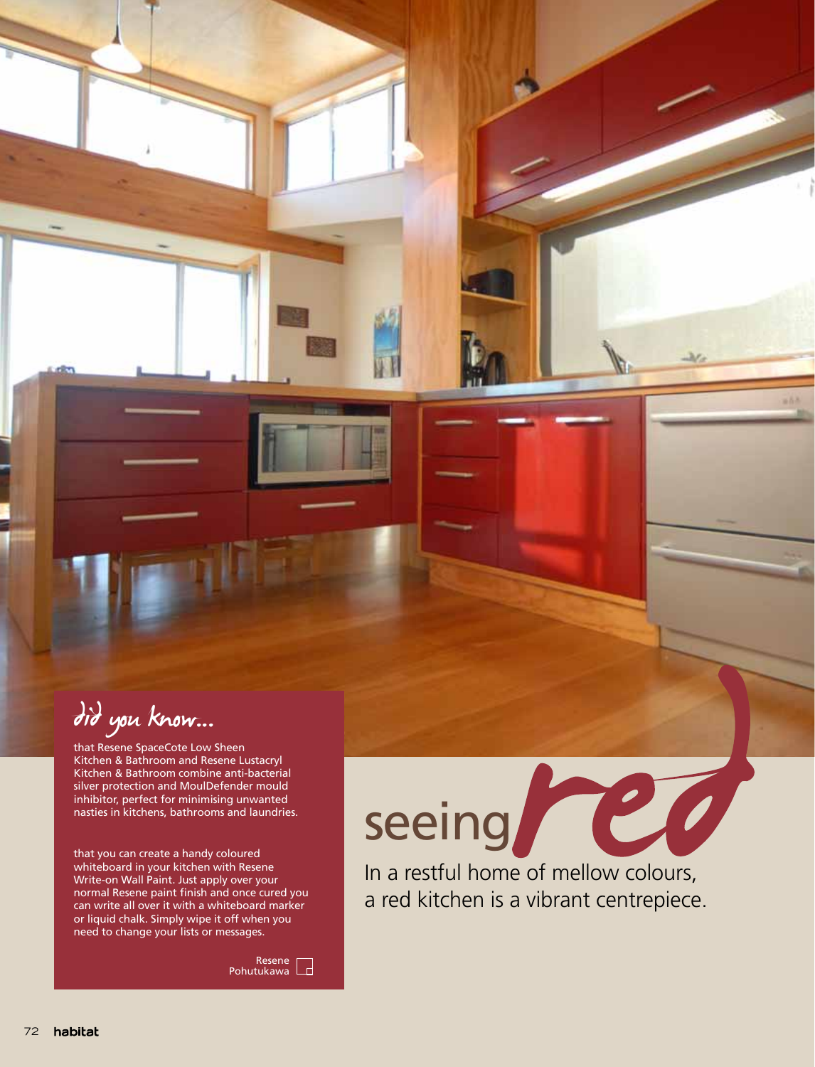# seeing red

In a restful home of mellow colours, a red kitchen is a vibrant centrepiece.

## did you know...

that Resene SpaceCote Low Sheen Kitchen & Bathroom and Resene Lustacryl Kitchen & Bathroom combine anti-bacterial silver protection and MoulDefender mould inhibitor, perfect for minimising unwanted nasties in kitchens, bathrooms and laundries.

that you can create a handy coloured whiteboard in your kitchen with Resene Write-on Wall Paint. Just apply over your normal Resene paint finish and once cured you can write all over it with a whiteboard marker or liquid chalk. Simply wipe it off when you need to change your lists or messages.

Resene Pohutukawa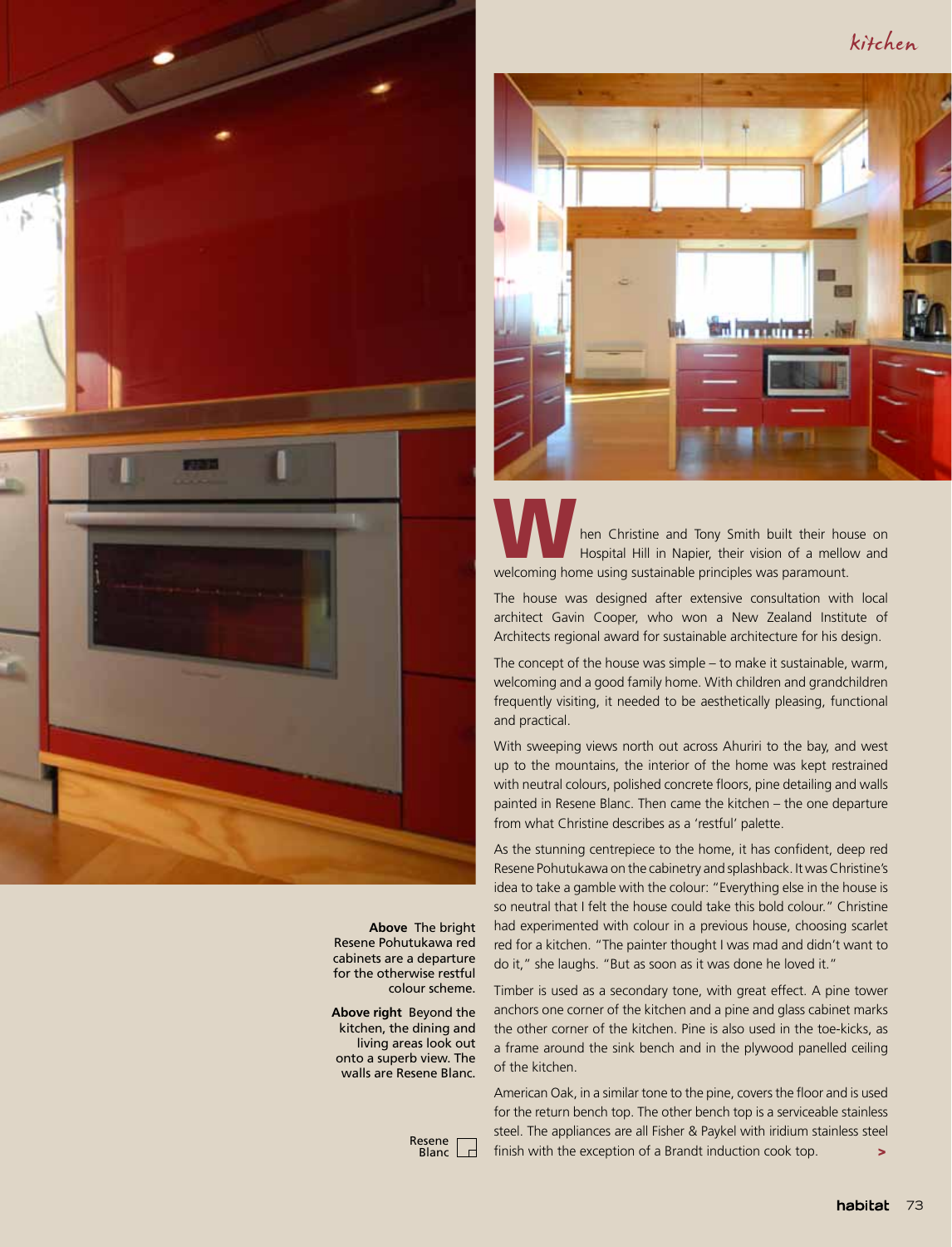**Above** The bright Resene Pohutukawa red cabinets are a departure for the otherwise restful colour scheme.

**Above right** Beyond the kitchen, the dining and living areas look out onto a superb view. The walls are Resene Blanc.

Resene Blanc

When Christine and Tony Smith built their house on Hospital Hill in Napier, their vision of a mellow and welcoming home using sustainable principles was paramount.

The house was designed after extensive consultation with local architect Gavin Cooper, who won a New Zealand Institute of Architects regional award for sustainable architecture for his design.

The concept of the house was simple – to make it sustainable, warm, welcoming and a good family home. With children and grandchildren frequently visiting, it needed to be aesthetically pleasing, functional and practical.

With sweeping views north out across Ahuriri to the bay, and west up to the mountains, the interior of the home was kept restrained with neutral colours, polished concrete floors, pine detailing and walls painted in Resene Blanc. Then came the kitchen – the one departure from what Christine describes as a 'restful' palette.

As the stunning centrepiece to the home, it has confident, deep red Resene Pohutukawa on the cabinetry and splashback. It was Christine's idea to take a gamble with the colour: "Everything else in the house is so neutral that I felt the house could take this bold colour." Christine had experimented with colour in a previous house, choosing scarlet red for a kitchen. "The painter thought I was mad and didn't want to do it," she laughs. "But as soon as it was done he loved it."

Timber is used as a secondary tone, with great effect. A pine tower anchors one corner of the kitchen and a pine and glass cabinet marks the other corner of the kitchen. Pine is also used in the toe-kicks, as a frame around the sink bench and in the plywood panelled ceiling of the kitchen.

American Oak, in a similar tone to the pine, covers the floor and is used for the return bench top. The other bench top is a serviceable stainless steel. The appliances are all Fisher & Paykel with iridium stainless steel finish with the exception of a Brandt induction cook top. >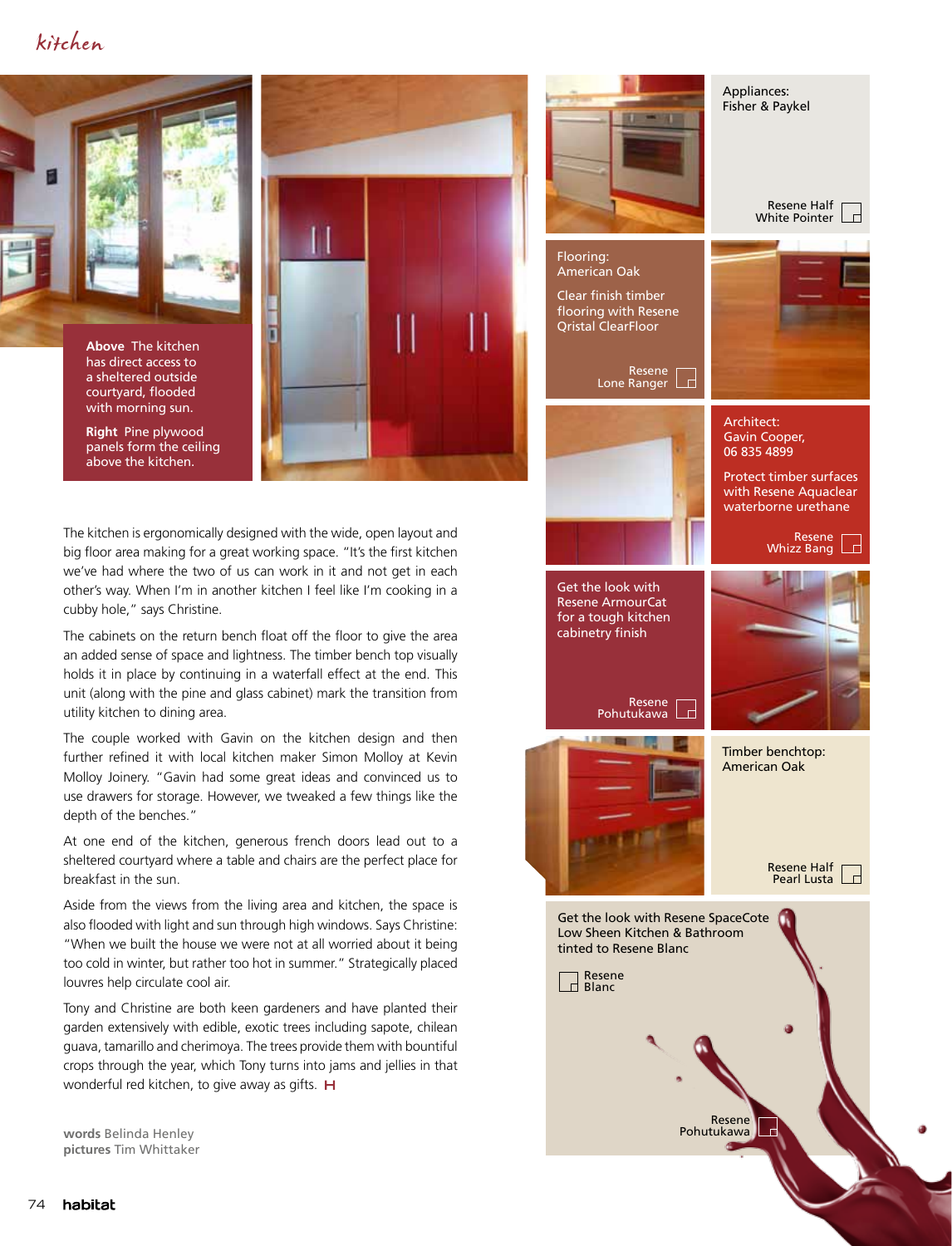Above The kitchen has direct access to a sheltered outside courtyard, flooded with morning sun.

Right Pine plywood panels form the ceiling above the kitchen.

The kitchen is ergonomically designed with the wide, open layout and big floor area making for a great working space. "It's the first kitchen we've had where the two of us can work in it and not get in each other's way. When I'm in another kitchen I feel like I'm cooking in a cubby hole," says Christine.

The cabinets on the return bench float off the floor to give the area an added sense of space and lightness. The timber bench top visually holds it in place by continuing in a waterfall effect at the end. This unit (along with the pine and glass cabinet) mark the transition from utility kitchen to dining area.

The couple worked with Gavin on the kitchen design and then further refined it with local kitchen maker Simon Molloy at Kevin Molloy Joinery. "Gavin had some great ideas and convinced us to use drawers for storage. However, we tweaked a few things like the depth of the benches."

At one end of the kitchen, generous french doors lead out to a sheltered courtyard where a table and chairs are the perfect place for breakfast in the sun.

Aside from the views from the living area and kitchen, the space is also flooded with light and sun through high windows. Says Christine: "When we built the house we were not at all worried about it being too cold in winter, but rather too hot in summer." Strategically placed louvres help circulate cool air.

Tony and Christine are both keen gardeners and have planted their garden extensively with edible, exotic trees including sapote, chilean guava, tamarillo and cherimoya. The trees provide them with bountiful crops through the year, which Tony turns into jams and jellies in that wonderful red kitchen, to give away as gifts.

**words** Belinda Henley
**pictures** Tim Whittaker

Appliances: Fisher & Paykel

Resene Half White Pointer

Flooring: American Oak

Clear finish timber flooring with Resene Qristal ClearFloor

Resene Lone Ranger

Architect: Gavin Cooper, 06 835 4899

Protect timber surfaces with Resene Aquaclear waterborne urethane

Resene Whizz Bang

Get the look with Resene ArmourCat for a tough kitchen cabinetry finish

Resene Pohutukawa

Timber benchtop: American Oak

Resene Half Pearl Lusta

Get the look with Resene SpaceCote Low Sheen Kitchen & Bathroom tinted to Resene Blanc

Resene Blanc

Resene Pohutukawa